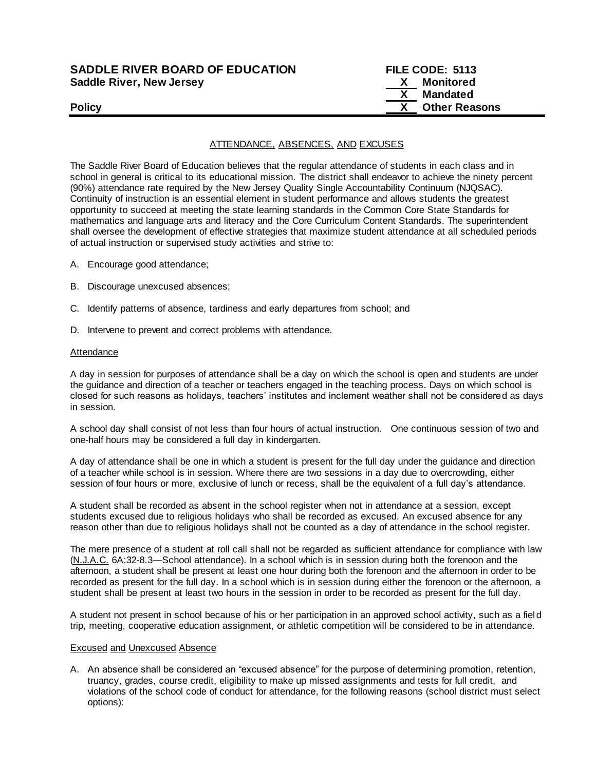**SADDLE RIVER BOARD OF EDUCATION**
**Saddle River, New Jersey**

**FILE CODE: 5113**
**X Monitored**
**X Mandated**
**X Other Reasons**

**Policy**

## ATTENDANCE, ABSENCES, AND EXCUSES

The Saddle River Board of Education believes that the regular attendance of students in each class and in school in general is critical to its educational mission. The district shall endeavor to achieve the ninety percent (90%) attendance rate required by the New Jersey Quality Single Accountability Continuum (NJQSAC). Continuity of instruction is an essential element in student performance and allows students the greatest opportunity to succeed at meeting the state learning standards in the Common Core State Standards for mathematics and language arts and literacy and the Core Curriculum Content Standards. The superintendent shall oversee the development of effective strategies that maximize student attendance at all scheduled periods of actual instruction or supervised study activities and strive to:

A. Encourage good attendance;

B. Discourage unexcused absences;

C. Identify patterns of absence, tardiness and early departures from school; and

D. Intervene to prevent and correct problems with attendance.

### Attendance

A day in session for purposes of attendance shall be a day on which the school is open and students are under the guidance and direction of a teacher or teachers engaged in the teaching process. Days on which school is closed for such reasons as holidays, teachers' institutes and inclement weather shall not be considered as days in session.

A school day shall consist of not less than four hours of actual instruction. One continuous session of two and one-half hours may be considered a full day in kindergarten.

A day of attendance shall be one in which a student is present for the full day under the guidance and direction of a teacher while school is in session. Where there are two sessions in a day due to overcrowding, either session of four hours or more, exclusive of lunch or recess, shall be the equivalent of a full day's attendance.

A student shall be recorded as absent in the school register when not in attendance at a session, except students excused due to religious holidays who shall be recorded as excused. An excused absence for any reason other than due to religious holidays shall not be counted as a day of attendance in the school register.

The mere presence of a student at roll call shall not be regarded as sufficient attendance for compliance with law (N.J.A.C. 6A:32-8.3—School attendance). In a school which is in session during both the forenoon and the afternoon, a student shall be present at least one hour during both the forenoon and the afternoon in order to be recorded as present for the full day. In a school which is in session during either the forenoon or the afternoon, a student shall be present at least two hours in the session in order to be recorded as present for the full day.

A student not present in school because of his or her participation in an approved school activity, such as a field trip, meeting, cooperative education assignment, or athletic competition will be considered to be in attendance.

### Excused and Unexcused Absence

A. An absence shall be considered an "excused absence" for the purpose of determining promotion, retention, truancy, grades, course credit, eligibility to make up missed assignments and tests for full credit, and violations of the school code of conduct for attendance, for the following reasons (school district must select options):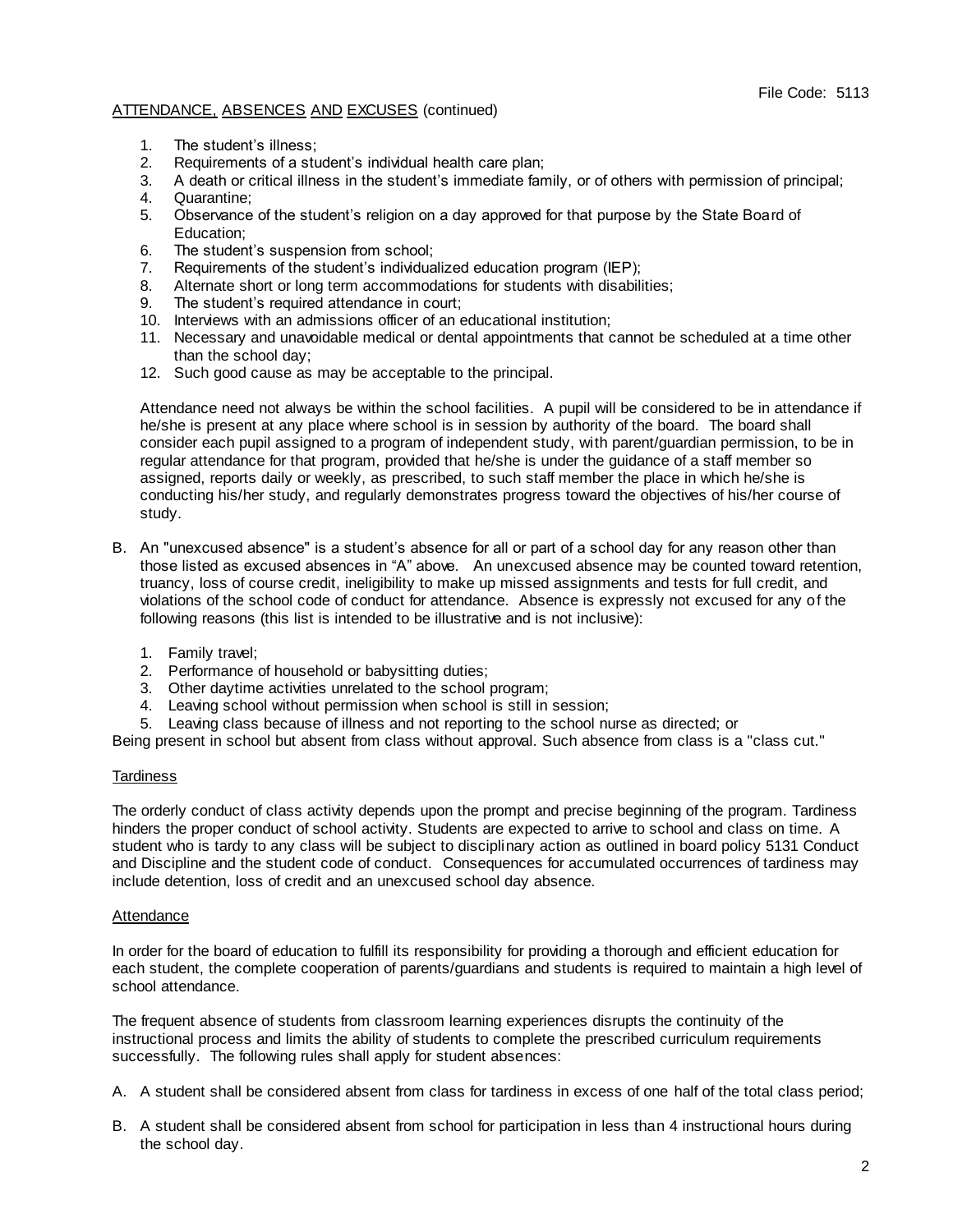ATTENDANCE, ABSENCES AND EXCUSES (continued)

1. The student's illness;
2. Requirements of a student's individual health care plan;
3. A death or critical illness in the student's immediate family, or of others with permission of principal;
4. Quarantine;
5. Observance of the student's religion on a day approved for that purpose by the State Board of Education;
6. The student's suspension from school;
7. Requirements of the student's individualized education program (IEP);
8. Alternate short or long term accommodations for students with disabilities;
9. The student's required attendance in court;
10. Interviews with an admissions officer of an educational institution;
11. Necessary and unavoidable medical or dental appointments that cannot be scheduled at a time other than the school day;
12. Such good cause as may be acceptable to the principal.

Attendance need not always be within the school facilities. A pupil will be considered to be in attendance if he/she is present at any place where school is in session by authority of the board. The board shall consider each pupil assigned to a program of independent study, with parent/guardian permission, to be in regular attendance for that program, provided that he/she is under the guidance of a staff member so assigned, reports daily or weekly, as prescribed, to such staff member the place in which he/she is conducting his/her study, and regularly demonstrates progress toward the objectives of his/her course of study.

B. An "unexcused absence" is a student's absence for all or part of a school day for any reason other than those listed as excused absences in "A" above. An unexcused absence may be counted toward retention, truancy, loss of course credit, ineligibility to make up missed assignments and tests for full credit, and violations of the school code of conduct for attendance. Absence is expressly not excused for any of the following reasons (this list is intended to be illustrative and is not inclusive):

1. Family travel;
2. Performance of household or babysitting duties;
3. Other daytime activities unrelated to the school program;
4. Leaving school without permission when school is still in session;
5. Leaving class because of illness and not reporting to the school nurse as directed; or

Being present in school but absent from class without approval. Such absence from class is a "class cut."

## Tardiness

The orderly conduct of class activity depends upon the prompt and precise beginning of the program. Tardiness hinders the proper conduct of school activity. Students are expected to arrive to school and class on time. A student who is tardy to any class will be subject to disciplinary action as outlined in board policy 5131 Conduct and Discipline and the student code of conduct. Consequences for accumulated occurrences of tardiness may include detention, loss of credit and an unexcused school day absence.

## Attendance

In order for the board of education to fulfill its responsibility for providing a thorough and efficient education for each student, the complete cooperation of parents/guardians and students is required to maintain a high level of school attendance.

The frequent absence of students from classroom learning experiences disrupts the continuity of the instructional process and limits the ability of students to complete the prescribed curriculum requirements successfully. The following rules shall apply for student absences:

A. A student shall be considered absent from class for tardiness in excess of one half of the total class period;

B. A student shall be considered absent from school for participation in less than 4 instructional hours during the school day.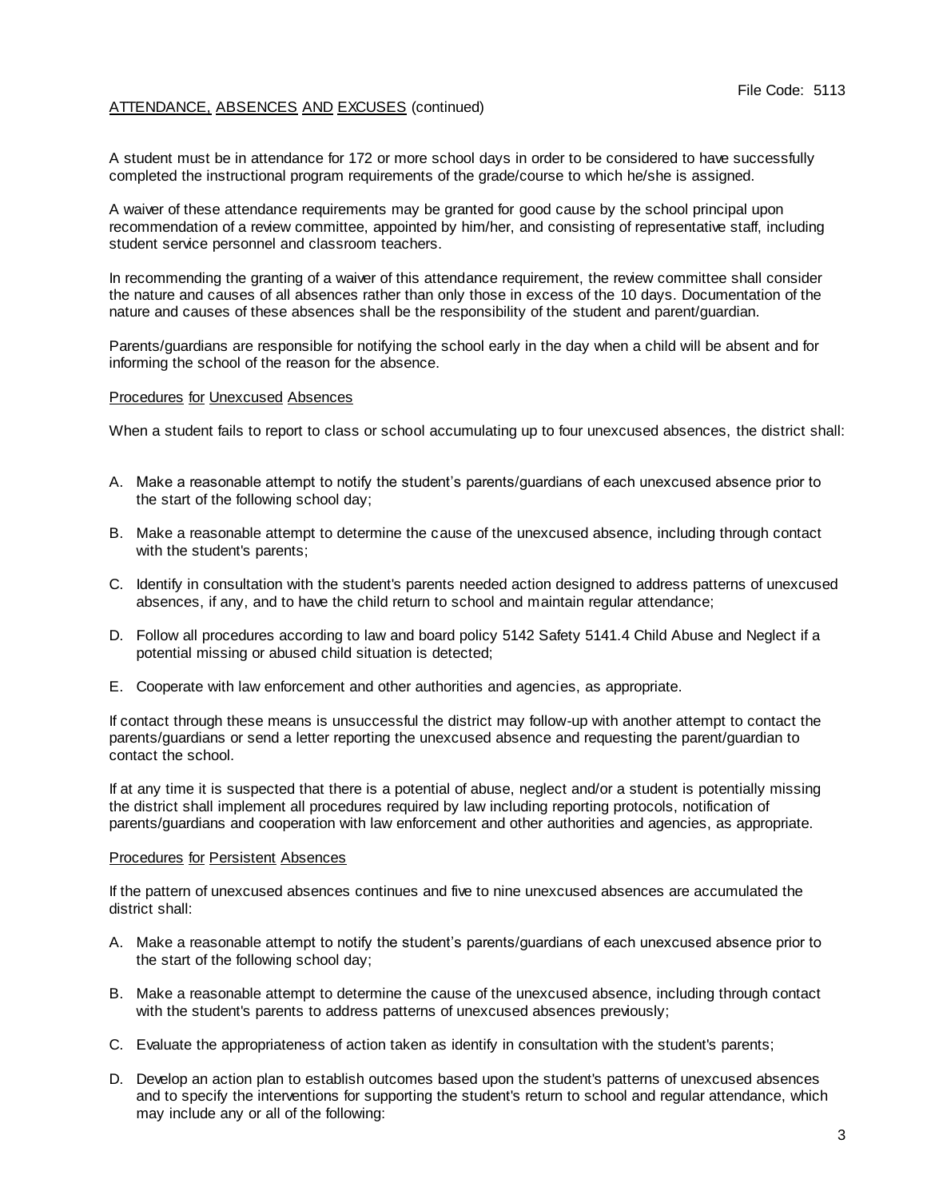ATTENDANCE, ABSENCES AND EXCUSES (continued)

A student must be in attendance for 172 or more school days in order to be considered to have successfully completed the instructional program requirements of the grade/course to which he/she is assigned.

A waiver of these attendance requirements may be granted for good cause by the school principal upon recommendation of a review committee, appointed by him/her, and consisting of representative staff, including student service personnel and classroom teachers.

In recommending the granting of a waiver of this attendance requirement, the review committee shall consider the nature and causes of all absences rather than only those in excess of the 10 days. Documentation of the nature and causes of these absences shall be the responsibility of the student and parent/guardian.

Parents/guardians are responsible for notifying the school early in the day when a child will be absent and for informing the school of the reason for the absence.

## Procedures for Unexcused Absences

When a student fails to report to class or school accumulating up to four unexcused absences, the district shall:

A. Make a reasonable attempt to notify the student's parents/guardians of each unexcused absence prior to the start of the following school day;

B. Make a reasonable attempt to determine the cause of the unexcused absence, including through contact with the student's parents;

C. Identify in consultation with the student's parents needed action designed to address patterns of unexcused absences, if any, and to have the child return to school and maintain regular attendance;

D. Follow all procedures according to law and board policy 5142 Safety 5141.4 Child Abuse and Neglect if a potential missing or abused child situation is detected;

E. Cooperate with law enforcement and other authorities and agencies, as appropriate.

If contact through these means is unsuccessful the district may follow-up with another attempt to contact the parents/guardians or send a letter reporting the unexcused absence and requesting the parent/guardian to contact the school.

If at any time it is suspected that there is a potential of abuse, neglect and/or a student is potentially missing the district shall implement all procedures required by law including reporting protocols, notification of parents/guardians and cooperation with law enforcement and other authorities and agencies, as appropriate.

## Procedures for Persistent Absences

If the pattern of unexcused absences continues and five to nine unexcused absences are accumulated the district shall:

A. Make a reasonable attempt to notify the student's parents/guardians of each unexcused absence prior to the start of the following school day;

B. Make a reasonable attempt to determine the cause of the unexcused absence, including through contact with the student's parents to address patterns of unexcused absences previously;

C. Evaluate the appropriateness of action taken as identify in consultation with the student's parents;

D. Develop an action plan to establish outcomes based upon the student's patterns of unexcused absences and to specify the interventions for supporting the student's return to school and regular attendance, which may include any or all of the following: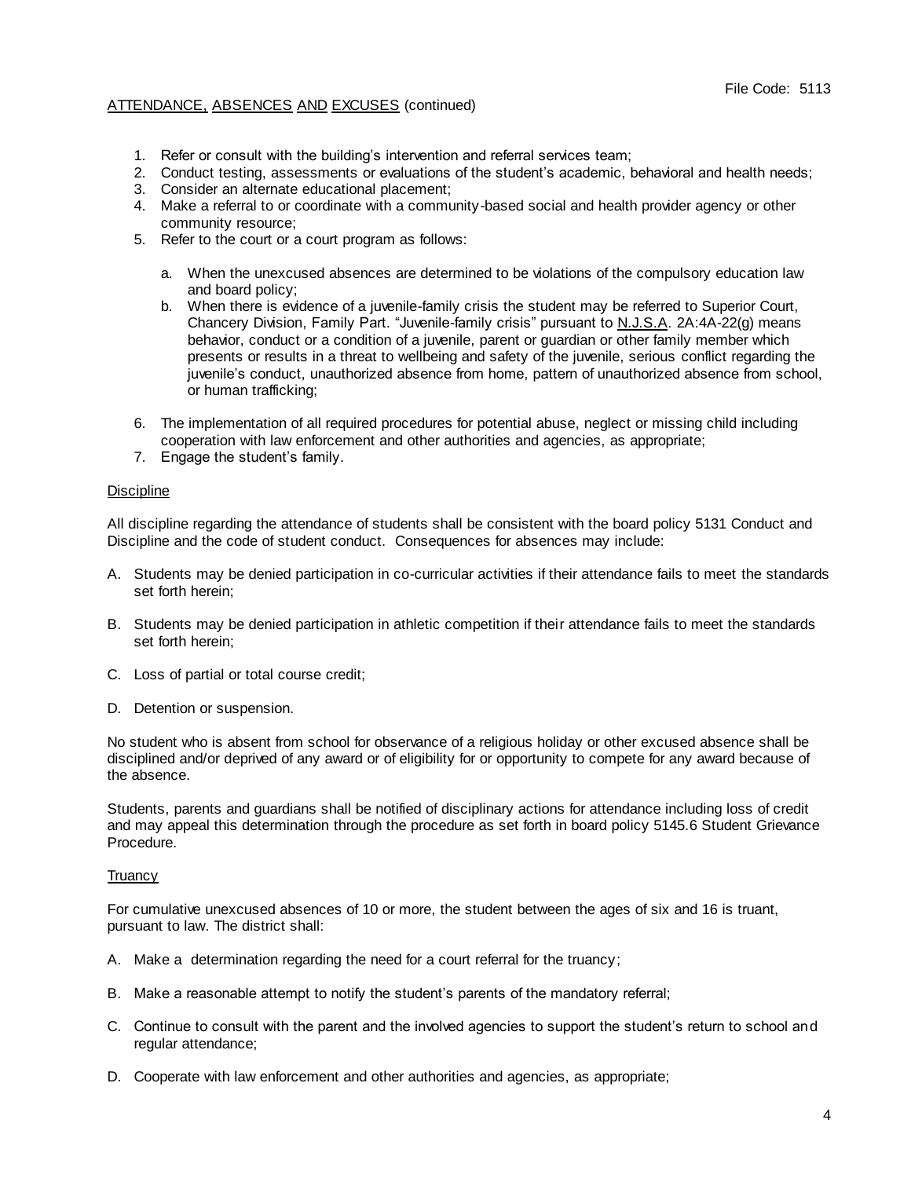ATTENDANCE, ABSENCES AND EXCUSES (continued)

1. Refer or consult with the building's intervention and referral services team;
2. Conduct testing, assessments or evaluations of the student's academic, behavioral and health needs;
3. Consider an alternate educational placement;
4. Make a referral to or coordinate with a community-based social and health provider agency or other community resource;
5. Refer to the court or a court program as follows:

   a. When the unexcused absences are determined to be violations of the compulsory education law and board policy;
   b. When there is evidence of a juvenile-family crisis the student may be referred to Superior Court, Chancery Division, Family Part. "Juvenile-family crisis" pursuant to N.J.S.A. 2A:4A-22(g) means behavior, conduct or a condition of a juvenile, parent or guardian or other family member which presents or results in a threat to wellbeing and safety of the juvenile, serious conflict regarding the juvenile's conduct, unauthorized absence from home, pattern of unauthorized absence from school, or human trafficking;

6. The implementation of all required procedures for potential abuse, neglect or missing child including cooperation with law enforcement and other authorities and agencies, as appropriate;
7. Engage the student's family.

Discipline

All discipline regarding the attendance of students shall be consistent with the board policy 5131 Conduct and Discipline and the code of student conduct. Consequences for absences may include:

A. Students may be denied participation in co-curricular activities if their attendance fails to meet the standards set forth herein;

B. Students may be denied participation in athletic competition if their attendance fails to meet the standards set forth herein;

C. Loss of partial or total course credit;

D. Detention or suspension.

No student who is absent from school for observance of a religious holiday or other excused absence shall be disciplined and/or deprived of any award or of eligibility for or opportunity to compete for any award because of the absence.

Students, parents and guardians shall be notified of disciplinary actions for attendance including loss of credit and may appeal this determination through the procedure as set forth in board policy 5145.6 Student Grievance Procedure.

Truancy

For cumulative unexcused absences of 10 or more, the student between the ages of six and 16 is truant, pursuant to law. The district shall:

A. Make a determination regarding the need for a court referral for the truancy;

B. Make a reasonable attempt to notify the student's parents of the mandatory referral;

C. Continue to consult with the parent and the involved agencies to support the student's return to school and regular attendance;

D. Cooperate with law enforcement and other authorities and agencies, as appropriate;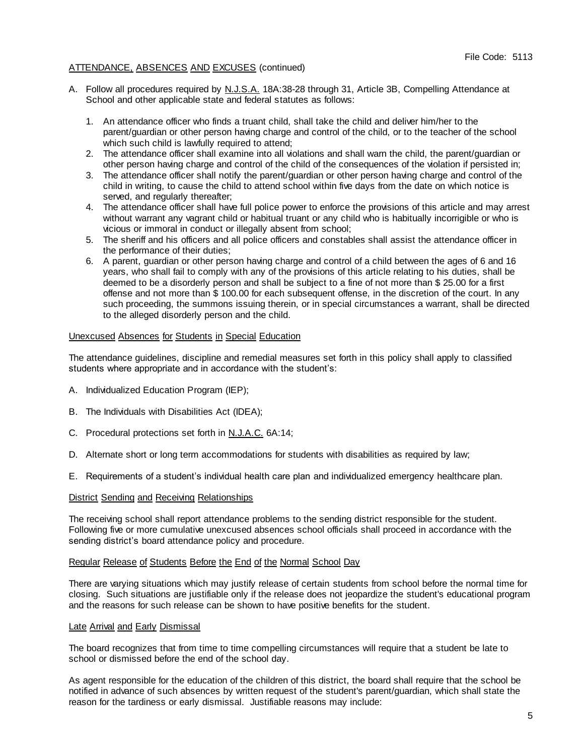ATTENDANCE, ABSENCES AND EXCUSES (continued)

A. Follow all procedures required by N.J.S.A. 18A:38-28 through 31, Article 3B, Compelling Attendance at School and other applicable state and federal statutes as follows:

   1. An attendance officer who finds a truant child, shall take the child and deliver him/her to the parent/guardian or other person having charge and control of the child, or to the teacher of the school which such child is lawfully required to attend;
   2. The attendance officer shall examine into all violations and shall warn the child, the parent/guardian or other person having charge and control of the child of the consequences of the violation if persisted in;
   3. The attendance officer shall notify the parent/guardian or other person having charge and control of the child in writing, to cause the child to attend school within five days from the date on which notice is served, and regularly thereafter;
   4. The attendance officer shall have full police power to enforce the provisions of this article and may arrest without warrant any vagrant child or habitual truant or any child who is habitually incorrigible or who is vicious or immoral in conduct or illegally absent from school;
   5. The sheriff and his officers and all police officers and constables shall assist the attendance officer in the performance of their duties;
   6. A parent, guardian or other person having charge and control of a child between the ages of 6 and 16 years, who shall fail to comply with any of the provisions of this article relating to his duties, shall be deemed to be a disorderly person and shall be subject to a fine of not more than $ 25.00 for a first offense and not more than $ 100.00 for each subsequent offense, in the discretion of the court. In any such proceeding, the summons issuing therein, or in special circumstances a warrant, shall be directed to the alleged disorderly person and the child.

### Unexcused Absences for Students in Special Education

The attendance guidelines, discipline and remedial measures set forth in this policy shall apply to classified students where appropriate and in accordance with the student's:

A. Individualized Education Program (IEP);

B. The Individuals with Disabilities Act (IDEA);

C. Procedural protections set forth in N.J.A.C. 6A:14;

D. Alternate short or long term accommodations for students with disabilities as required by law;

E. Requirements of a student's individual health care plan and individualized emergency healthcare plan.

### District Sending and Receiving Relationships

The receiving school shall report attendance problems to the sending district responsible for the student. Following five or more cumulative unexcused absences school officials shall proceed in accordance with the sending district's board attendance policy and procedure.

### Regular Release of Students Before the End of the Normal School Day

There are varying situations which may justify release of certain students from school before the normal time for closing. Such situations are justifiable only if the release does not jeopardize the student's educational program and the reasons for such release can be shown to have positive benefits for the student.

### Late Arrival and Early Dismissal

The board recognizes that from time to time compelling circumstances will require that a student be late to school or dismissed before the end of the school day.

As agent responsible for the education of the children of this district, the board shall require that the school be notified in advance of such absences by written request of the student's parent/guardian, which shall state the reason for the tardiness or early dismissal. Justifiable reasons may include: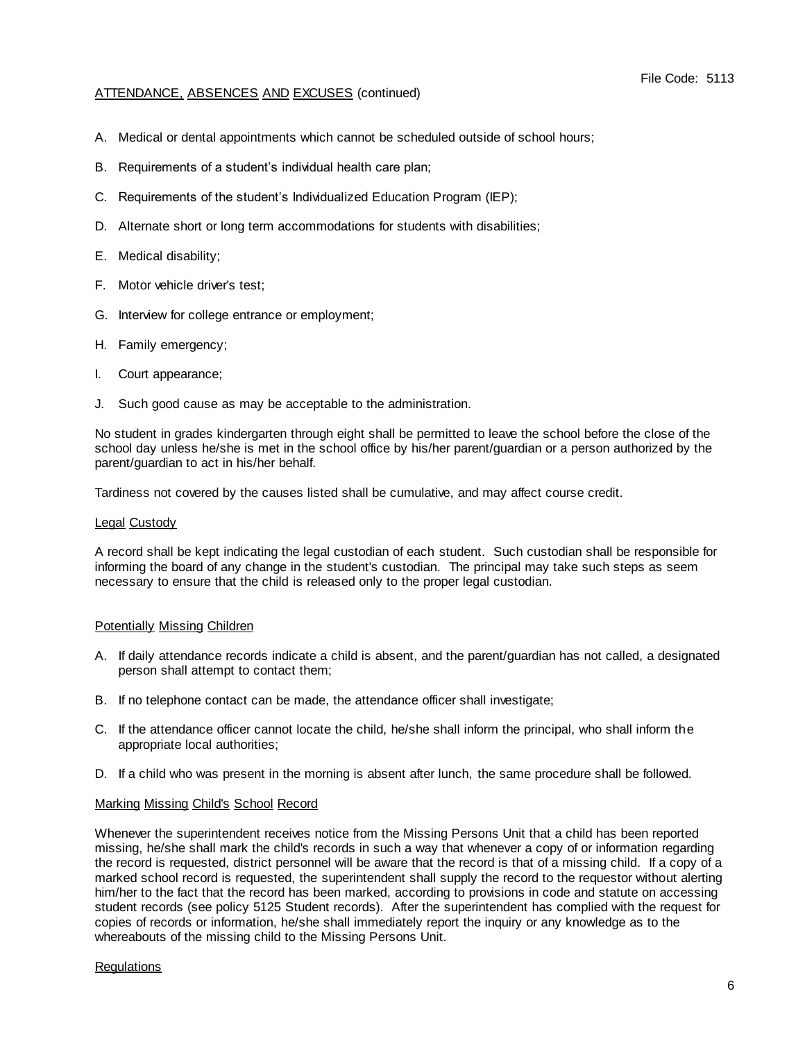ATTENDANCE, ABSENCES AND EXCUSES (continued)

A. Medical or dental appointments which cannot be scheduled outside of school hours;

B. Requirements of a student's individual health care plan;

C. Requirements of the student's Individualized Education Program (IEP);

D. Alternate short or long term accommodations for students with disabilities;

E. Medical disability;

F. Motor vehicle driver's test;

G. Interview for college entrance or employment;

H. Family emergency;

I. Court appearance;

J. Such good cause as may be acceptable to the administration.

No student in grades kindergarten through eight shall be permitted to leave the school before the close of the school day unless he/she is met in the school office by his/her parent/guardian or a person authorized by the parent/guardian to act in his/her behalf.

Tardiness not covered by the causes listed shall be cumulative, and may affect course credit.

## Legal Custody

A record shall be kept indicating the legal custodian of each student. Such custodian shall be responsible for informing the board of any change in the student's custodian. The principal may take such steps as seem necessary to ensure that the child is released only to the proper legal custodian.

## Potentially Missing Children

A. If daily attendance records indicate a child is absent, and the parent/guardian has not called, a designated person shall attempt to contact them;

B. If no telephone contact can be made, the attendance officer shall investigate;

C. If the attendance officer cannot locate the child, he/she shall inform the principal, who shall inform the appropriate local authorities;

D. If a child who was present in the morning is absent after lunch, the same procedure shall be followed.

## Marking Missing Child's School Record

Whenever the superintendent receives notice from the Missing Persons Unit that a child has been reported missing, he/she shall mark the child's records in such a way that whenever a copy of or information regarding the record is requested, district personnel will be aware that the record is that of a missing child. If a copy of a marked school record is requested, the superintendent shall supply the record to the requestor without alerting him/her to the fact that the record has been marked, according to provisions in code and statute on accessing student records (see policy 5125 Student records). After the superintendent has complied with the request for copies of records or information, he/she shall immediately report the inquiry or any knowledge as to the whereabouts of the missing child to the Missing Persons Unit.

## Regulations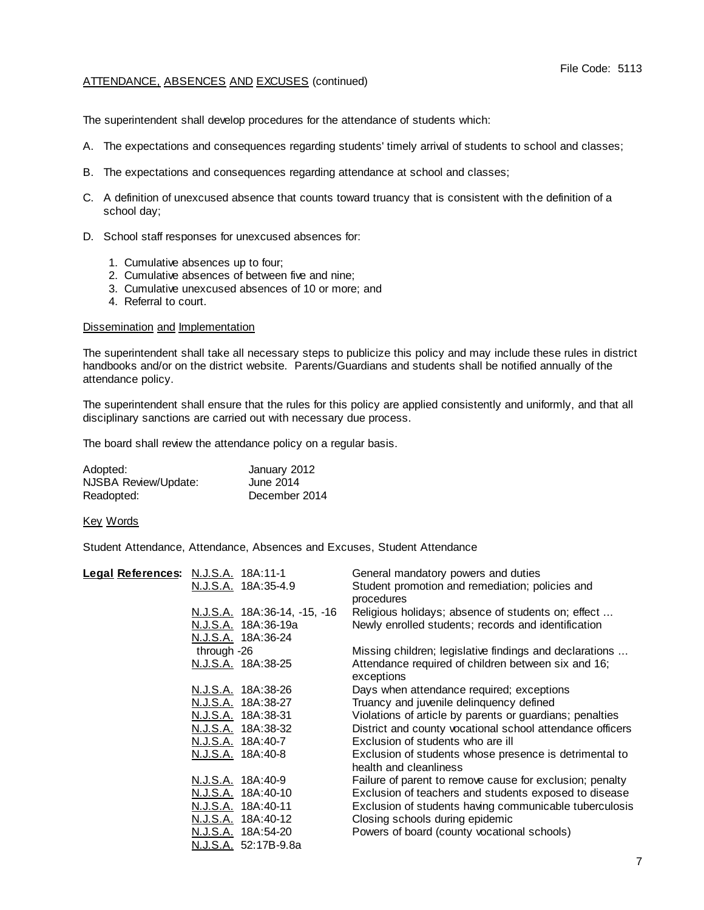File Code: 5113

ATTENDANCE, ABSENCES AND EXCUSES (continued)

The superintendent shall develop procedures for the attendance of students which:

A. The expectations and consequences regarding students' timely arrival of students to school and classes;

B. The expectations and consequences regarding attendance at school and classes;

C. A definition of unexcused absence that counts toward truancy that is consistent with the definition of a school day;

D. School staff responses for unexcused absences for:

   1. Cumulative absences up to four;
   2. Cumulative absences of between five and nine;
   3. Cumulative unexcused absences of 10 or more; and
   4. Referral to court.

Dissemination and Implementation

The superintendent shall take all necessary steps to publicize this policy and may include these rules in district handbooks and/or on the district website. Parents/Guardians and students shall be notified annually of the attendance policy.

The superintendent shall ensure that the rules for this policy are applied consistently and uniformly, and that all disciplinary sanctions are carried out with necessary due process.

The board shall review the attendance policy on a regular basis.

| | |
|---|---|
| Adopted: | January 2012 |
| NJSBA Review/Update: | June 2014 |
| Readopted: | December 2014 |

Key Words

Student Attendance, Attendance, Absences and Excuses, Student Attendance

| **Legal References:** | | |
|---|---|---|
| | N.J.S.A. 18A:11-1 | General mandatory powers and duties |
| | N.J.S.A. 18A:35-4.9 | Student promotion and remediation; policies and procedures |
| | N.J.S.A. 18A:36-14, -15, -16 | Religious holidays; absence of students on; effect ... |
| | N.J.S.A. 18A:36-19a | Newly enrolled students; records and identification |
| | N.J.S.A. 18A:36-24 through -26 | Missing children; legislative findings and declarations ... |
| | N.J.S.A. 18A:38-25 | Attendance required of children between six and 16; exceptions |
| | N.J.S.A. 18A:38-26 | Days when attendance required; exceptions |
| | N.J.S.A. 18A:38-27 | Truancy and juvenile delinquency defined |
| | N.J.S.A. 18A:38-31 | Violations of article by parents or guardians; penalties |
| | N.J.S.A. 18A:38-32 | District and county vocational school attendance officers |
| | N.J.S.A. 18A:40-7 | Exclusion of students who are ill |
| | N.J.S.A. 18A:40-8 | Exclusion of students whose presence is detrimental to health and cleanliness |
| | N.J.S.A. 18A:40-9 | Failure of parent to remove cause for exclusion; penalty |
| | N.J.S.A. 18A:40-10 | Exclusion of teachers and students exposed to disease |
| | N.J.S.A. 18A:40-11 | Exclusion of students having communicable tuberculosis |
| | N.J.S.A. 18A:40-12 | Closing schools during epidemic |
| | N.J.S.A. 18A:54-20 | Powers of board (county vocational schools) |
| | N.J.S.A. 52:17B-9.8a | |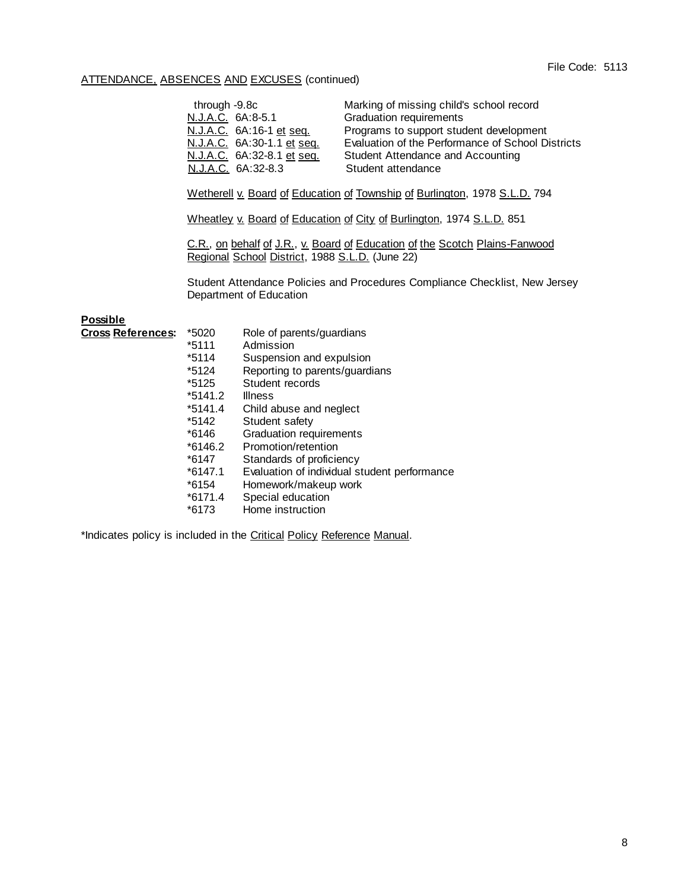ATTENDANCE, ABSENCES AND EXCUSES (continued)

| | |
|---|---|
| through -9.8c | Marking of missing child's school record |
| N.J.A.C. 6A:8-5.1 | Graduation requirements |
| N.J.A.C. 6A:16-1 et seq. | Programs to support student development |
| N.J.A.C. 6A:30-1.1 et seq. | Evaluation of the Performance of School Districts |
| N.J.A.C. 6A:32-8.1 et seq. | Student Attendance and Accounting |
| N.J.A.C. 6A:32-8.3 | Student attendance |

Wetherell v. Board of Education of Township of Burlington, 1978 S.L.D. 794

Wheatley v. Board of Education of City of Burlington, 1974 S.L.D. 851

C.R., on behalf of J.R., v. Board of Education of the Scotch Plains-Fanwood Regional School District, 1988 S.L.D. (June 22)

Student Attendance Policies and Procedures Compliance Checklist, New Jersey Department of Education

**Possible Cross References:**

| | |
|---|---|
| *5020 | Role of parents/guardians |
| *5111 | Admission |
| *5114 | Suspension and expulsion |
| *5124 | Reporting to parents/guardians |
| *5125 | Student records |
| *5141.2 | Illness |
| *5141.4 | Child abuse and neglect |
| *5142 | Student safety |
| *6146 | Graduation requirements |
| *6146.2 | Promotion/retention |
| *6147 | Standards of proficiency |
| *6147.1 | Evaluation of individual student performance |
| *6154 | Homework/makeup work |
| *6171.4 | Special education |
| *6173 | Home instruction |

*Indicates policy is included in the Critical Policy Reference Manual.